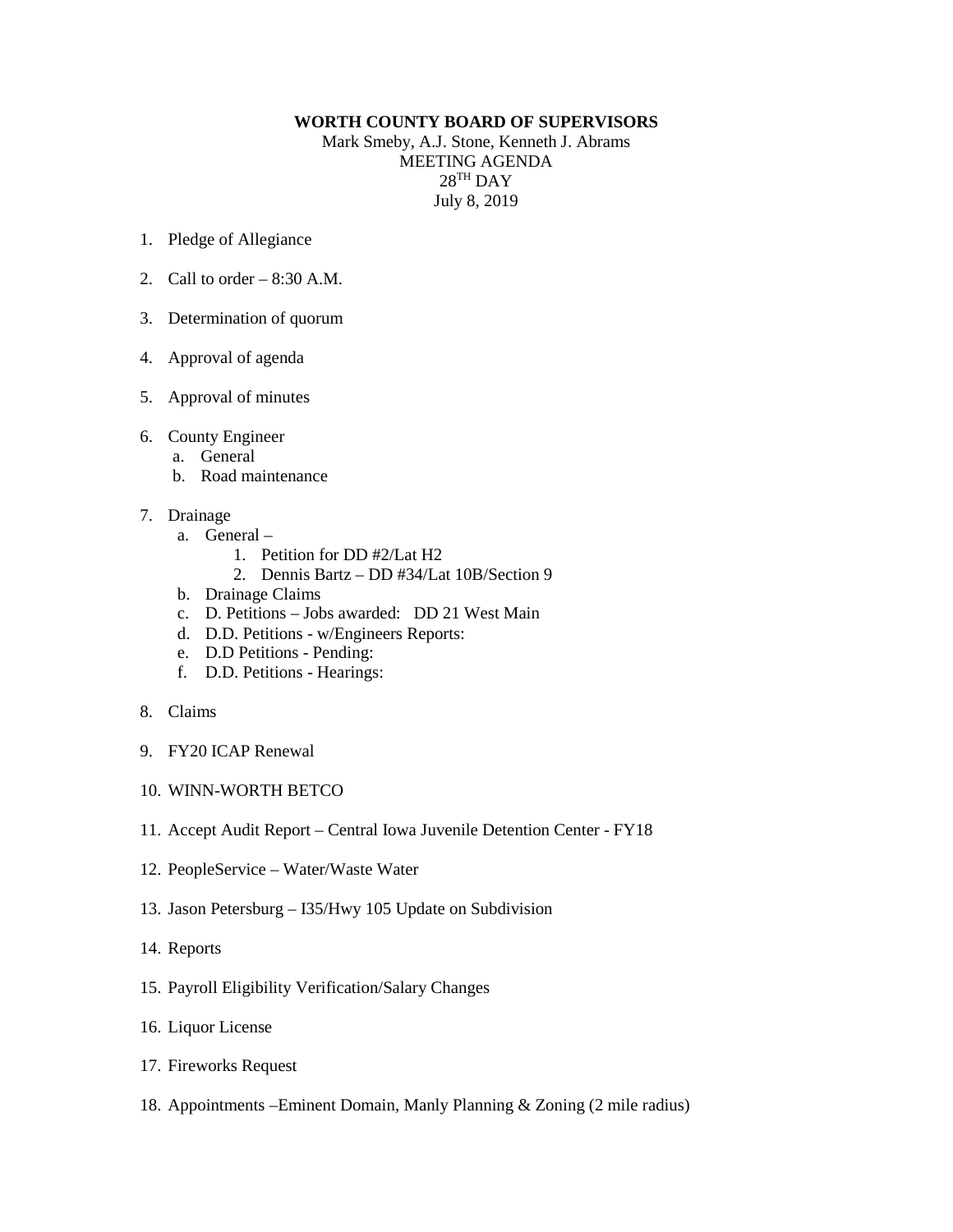**WORTH COUNTY BOARD OF SUPERVISORS**

Mark Smeby, A.J. Stone, Kenneth J. Abrams

MEETING AGENDA

28TH DAY

July 8, 2019

1. Pledge of Allegiance

2. Call to order – 8:30 A.M.

3. Determination of quorum

4. Approval of agenda

5. Approval of minutes

6. County Engineer
   a. General
   b. Road maintenance

7. Drainage
   a. General –
      1. Petition for DD #2/Lat H2
      2. Dennis Bartz – DD #34/Lat 10B/Section 9
   b. Drainage Claims
   c. D. Petitions – Jobs awarded: DD 21 West Main
   d. D.D. Petitions - w/Engineers Reports:
   e. D.D Petitions - Pending:
   f. D.D. Petitions - Hearings:

8. Claims

9. FY20 ICAP Renewal

10. WINN-WORTH BETCO

11. Accept Audit Report – Central Iowa Juvenile Detention Center - FY18

12. PeopleService – Water/Waste Water

13. Jason Petersburg – I35/Hwy 105 Update on Subdivision

14. Reports

15. Payroll Eligibility Verification/Salary Changes

16. Liquor License

17. Fireworks Request

18. Appointments –Eminent Domain, Manly Planning & Zoning (2 mile radius)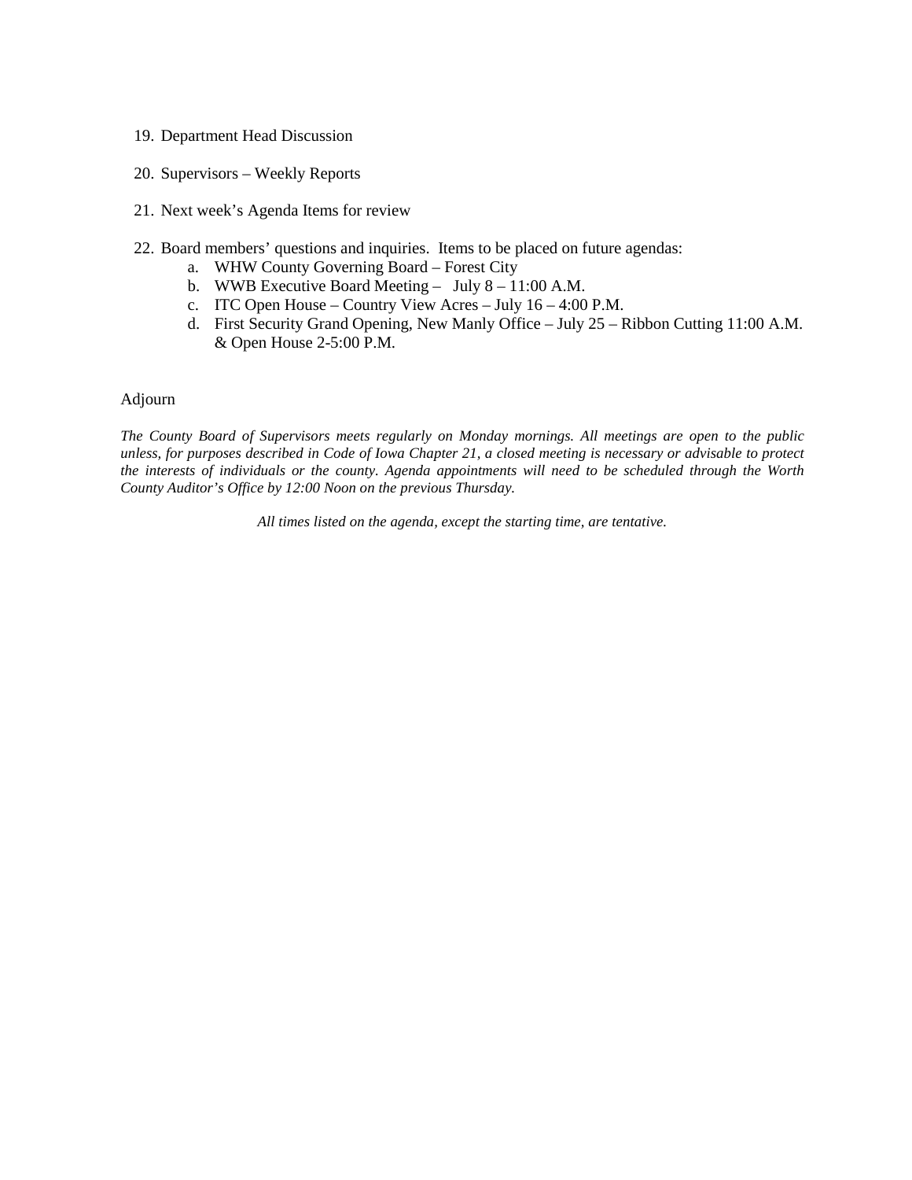19. Department Head Discussion

20. Supervisors – Weekly Reports

21. Next week's Agenda Items for review

22. Board members' questions and inquiries. Items to be placed on future agendas:
    a. WHW County Governing Board – Forest City
    b. WWB Executive Board Meeting – July 8 – 11:00 A.M.
    c. ITC Open House – Country View Acres – July 16 – 4:00 P.M.
    d. First Security Grand Opening, New Manly Office – July 25 – Ribbon Cutting 11:00 A.M. & Open House 2-5:00 P.M.

Adjourn

*The County Board of Supervisors meets regularly on Monday mornings. All meetings are open to the public unless, for purposes described in Code of Iowa Chapter 21, a closed meeting is necessary or advisable to protect the interests of individuals or the county. Agenda appointments will need to be scheduled through the Worth County Auditor's Office by 12:00 Noon on the previous Thursday.*

*All times listed on the agenda, except the starting time, are tentative.*